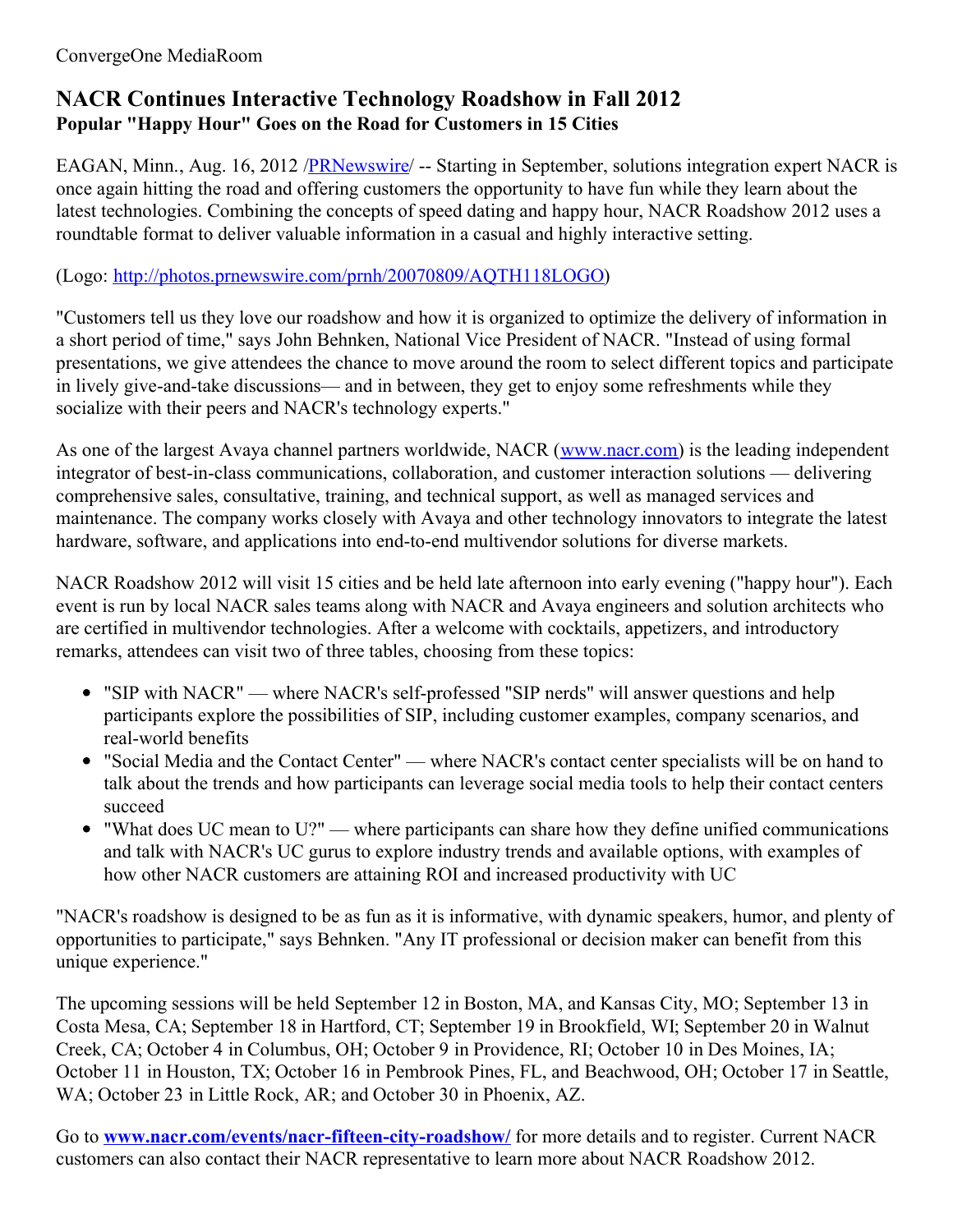ConvergeOne MediaRoom

# NACR Continues Interactive Technology Roadshow in Fall 2012

## Popular "Happy Hour" Goes on the Road for Customers in 15 Cities

EAGAN, Minn., Aug. 16, 2012 /[PRNewswire](http://www.prnewswire.com/)/ -- Starting in September, solutions integration expert NACR is once again hitting the road and offering customers the opportunity to have fun while they learn about the latest technologies. Combining the concepts of speed dating and happy hour, NACR Roadshow 2012 uses a roundtable format to deliver valuable information in a casual and highly interactive setting.

(Logo: [http://photos.prnewswire.com/prnh/20070809/AQTH118LOGO](http://photos.prnewswire.com/prnh/20070809/AQTH118LOGO))

"Customers tell us they love our roadshow and how it is organized to optimize the delivery of information in a short period of time," says John Behnken, National Vice President of NACR. "Instead of using formal presentations, we give attendees the chance to move around the room to select different topics and participate in lively give-and-take discussions— and in between, they get to enjoy some refreshments while they socialize with their peers and NACR's technology experts."

As one of the largest Avaya channel partners worldwide, NACR ([www.nacr.com](http://www.nacr.com)) is the leading independent integrator of best-in-class communications, collaboration, and customer interaction solutions — delivering comprehensive sales, consultative, training, and technical support, as well as managed services and maintenance. The company works closely with Avaya and other technology innovators to integrate the latest hardware, software, and applications into end-to-end multivendor solutions for diverse markets.

NACR Roadshow 2012 will visit 15 cities and be held late afternoon into early evening ("happy hour"). Each event is run by local NACR sales teams along with NACR and Avaya engineers and solution architects who are certified in multivendor technologies. After a welcome with cocktails, appetizers, and introductory remarks, attendees can visit two of three tables, choosing from these topics:

- "SIP with NACR" — where NACR's self-professed "SIP nerds" will answer questions and help participants explore the possibilities of SIP, including customer examples, company scenarios, and real-world benefits
- "Social Media and the Contact Center" — where NACR's contact center specialists will be on hand to talk about the trends and how participants can leverage social media tools to help their contact centers succeed
- "What does UC mean to U?" — where participants can share how they define unified communications and talk with NACR's UC gurus to explore industry trends and available options, with examples of how other NACR customers are attaining ROI and increased productivity with UC

"NACR's roadshow is designed to be as fun as it is informative, with dynamic speakers, humor, and plenty of opportunities to participate," says Behnken. "Any IT professional or decision maker can benefit from this unique experience."

The upcoming sessions will be held September 12 in Boston, MA, and Kansas City, MO; September 13 in Costa Mesa, CA; September 18 in Hartford, CT; September 19 in Brookfield, WI; September 20 in Walnut Creek, CA; October 4 in Columbus, OH; October 9 in Providence, RI; October 10 in Des Moines, IA; October 11 in Houston, TX; October 16 in Pembrook Pines, FL, and Beachwood, OH; October 17 in Seattle, WA; October 23 in Little Rock, AR; and October 30 in Phoenix, AZ.

Go to **[www.nacr.com/events/nacr-fifteen-city-roadshow/](http://www.nacr.com/events/nacr-fifteen-city-roadshow/)** for more details and to register. Current NACR customers can also contact their NACR representative to learn more about NACR Roadshow 2012.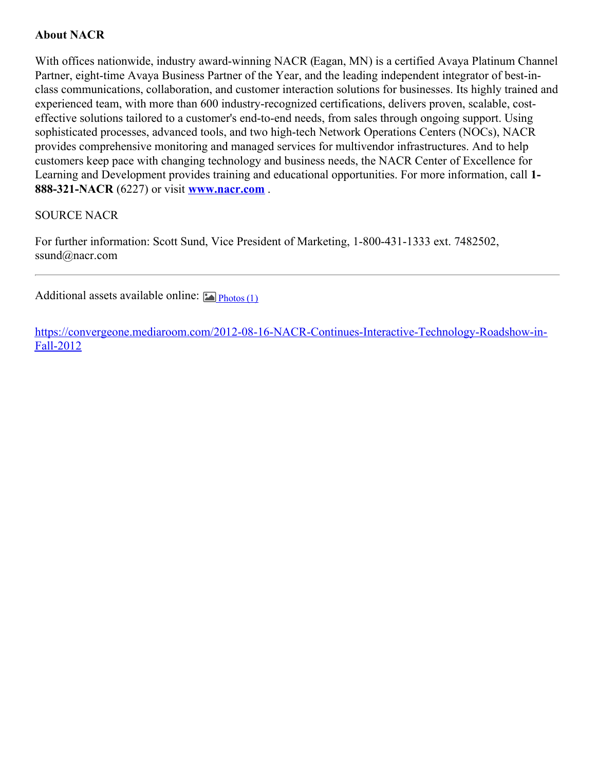**About NACR**

With offices nationwide, industry award-winning NACR (Eagan, MN) is a certified Avaya Platinum Channel Partner, eight-time Avaya Business Partner of the Year, and the leading independent integrator of best-in-class communications, collaboration, and customer interaction solutions for businesses. Its highly trained and experienced team, with more than 600 industry-recognized certifications, delivers proven, scalable, cost-effective solutions tailored to a customer's end-to-end needs, from sales through ongoing support. Using sophisticated processes, advanced tools, and two high-tech Network Operations Centers (NOCs), NACR provides comprehensive monitoring and managed services for multivendor infrastructures. And to help customers keep pace with changing technology and business needs, the NACR Center of Excellence for Learning and Development provides training and educational opportunities. For more information, call **1-888-321-NACR** (6227) or visit **[www.nacr.com](http://www.nacr.com)** .

SOURCE NACR

For further information: Scott Sund, Vice President of Marketing, 1-800-431-1333 ext. 7482502, ssund@nacr.com

---

Additional assets available online: Photos (1)

https://convergeone.mediaroom.com/2012-08-16-NACR-Continues-Interactive-Technology-Roadshow-in-Fall-2012